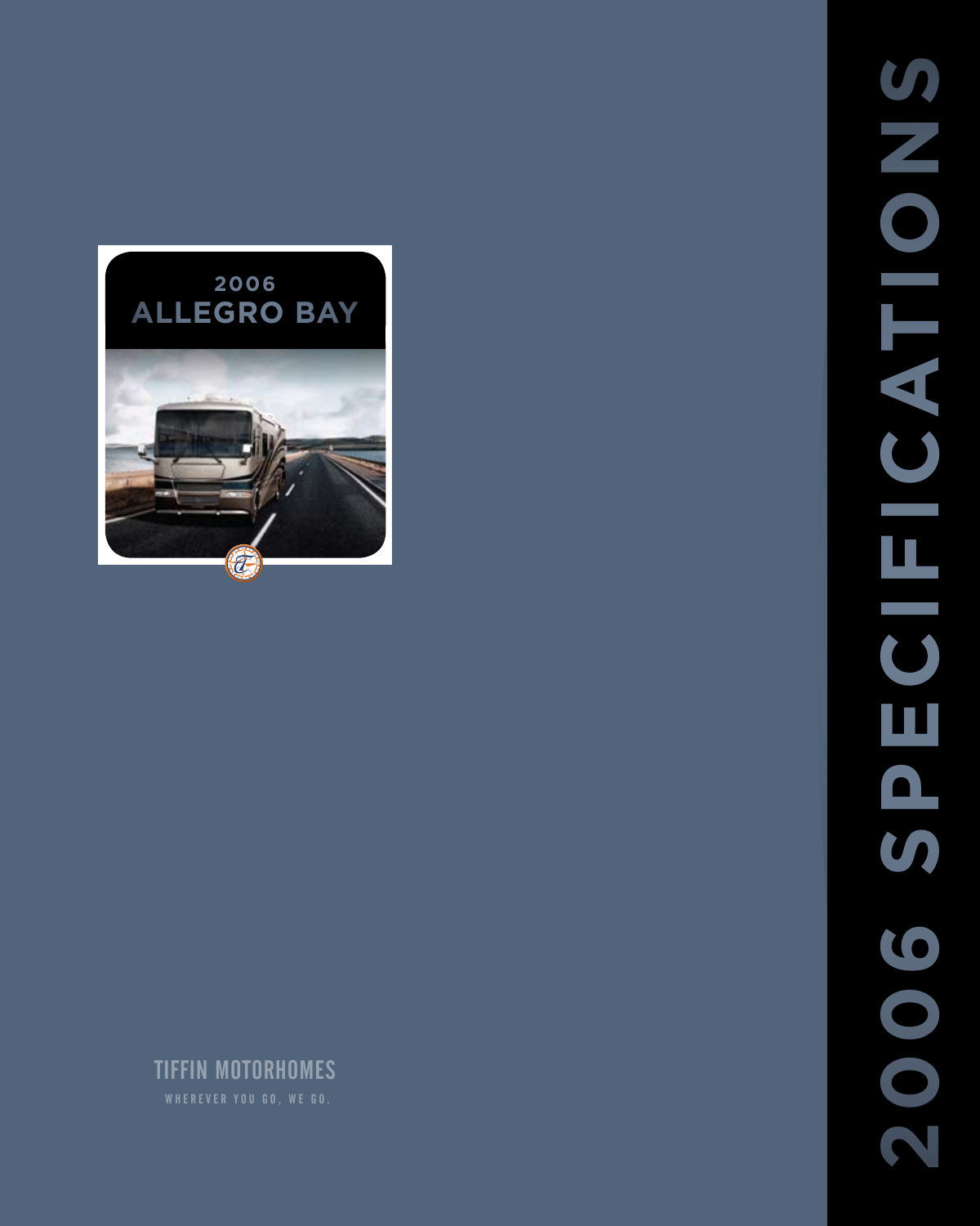# 2006 SPECIFICATIONS

## 2006 ALLEGRO BAY

TIFFIN MOTORHOMES

WHEREVER YOU GO, WE GO.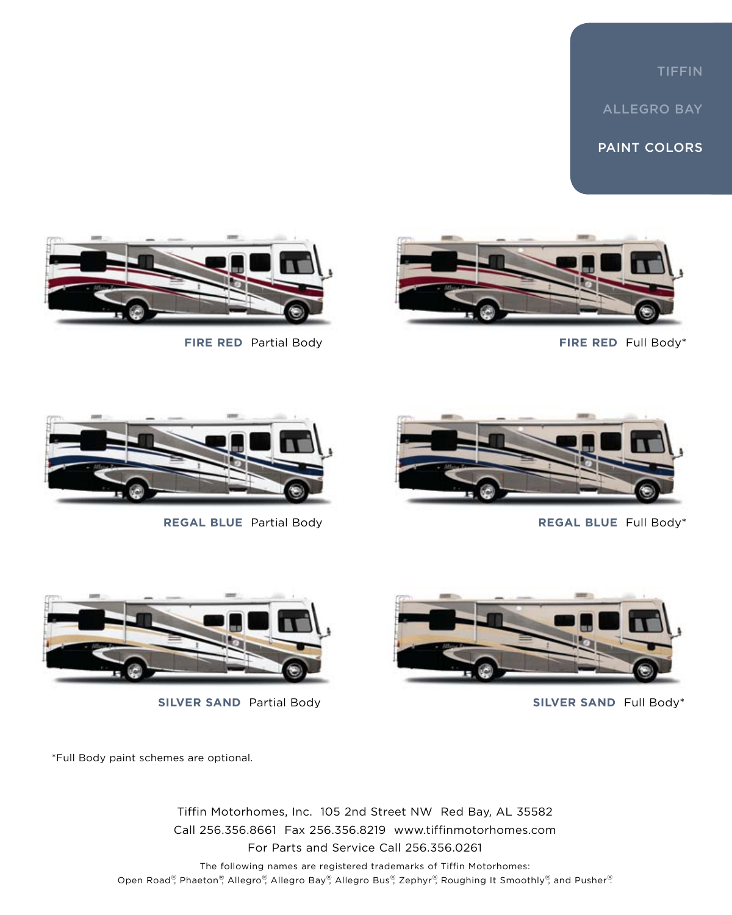TIFFIN

ALLEGRO BAY

PAINT COLORS

**FIRE RED** Partial Body

**FIRE RED** Full Body*

**REGAL BLUE** Partial Body

**REGAL BLUE** Full Body*

**SILVER SAND** Partial Body

**SILVER SAND** Full Body*

*Full Body paint schemes are optional.

Tiffin Motorhomes, Inc. 105 2nd Street NW Red Bay, AL 35582
Call 256.356.8661 Fax 256.356.8219 www.tiffinmotorhomes.com
For Parts and Service Call 256.356.0261

The following names are registered trademarks of Tiffin Motorhomes:
Open Road®, Phaeton®, Allegro®, Allegro Bay®, Allegro Bus®, Zephyr®, Roughing It Smoothly®, and Pusher®.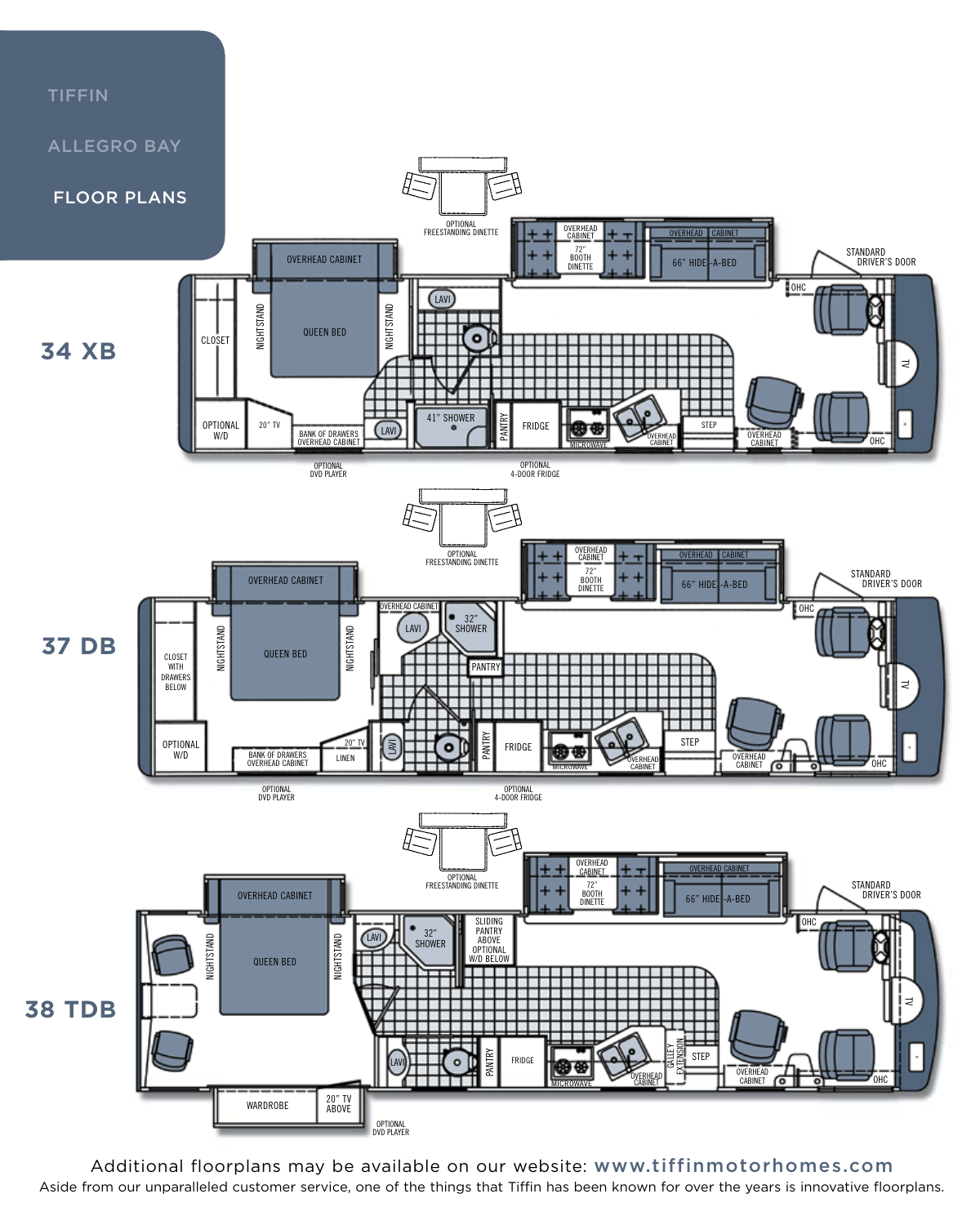TIFFIN

ALLEGRO BAY

# FLOOR PLANS

## 34 XB

OPTIONAL FREESTANDING DINETTE

OVERHEAD CABINET

72" BOOTH DINETTE

OVERHEAD CABINET

66" HIDE-A-BED

STANDARD DRIVER'S DOOR

OVERHEAD CABINET

CLOSET

NIGHTSTAND

QUEEN BED

NIGHTSTAND

LAVI

OHC

TV

OPTIONAL W/D

20" TV

BANK OF DRAWERS OVERHEAD CABINET

LAVI

41" SHOWER

PANTRY

FRIDGE

MICROWAVE

OVERHEAD CABINET

STEP

OVERHEAD CABINET

OHC

OPTIONAL DVD PLAYER

OPTIONAL 4-DOOR FRIDGE

## 37 DB

OPTIONAL FREESTANDING DINETTE

OVERHEAD CABINET

72" BOOTH DINETTE

OVERHEAD CABINET

66" HIDE-A-BED

STANDARD DRIVER'S DOOR

OVERHEAD CABINET

OVERHEAD CABINET

LAVI

32" SHOWER

OHC

CLOSET WITH DRAWERS BELOW

NIGHTSTAND

QUEEN BED

NIGHTSTAND

PANTRY

TV

OPTIONAL W/D

BANK OF DRAWERS OVERHEAD CABINET

20" TV

LINEN

LAVI

PANTRY

FRIDGE

MICROWAVE

OVERHEAD CABINET

STEP

OVERHEAD CABINET

OHC

OPTIONAL DVD PLAYER

OPTIONAL 4-DOOR FRIDGE

## 38 TDB

OPTIONAL FREESTANDING DINETTE

OVERHEAD CABINET

72" BOOTH DINETTE

OVERHEAD CABINET

66" HIDE-A-BED

STANDARD DRIVER'S DOOR

OVERHEAD CABINET

LAVI

32" SHOWER

SLIDING PANTRY ABOVE OPTIONAL W/D BELOW

OHC

NIGHTSTAND

QUEEN BED

NIGHTSTAND

TV

LAVI

PANTRY

FRIDGE

MICROWAVE

OVERHEAD CABINET

GALLEY EXTENSION

STEP

OVERHEAD CABINET

OHC

WARDROBE

20" TV ABOVE

OPTIONAL DVD PLAYER

Additional floorplans may be available on our website: **www.tiffinmotorhomes.com**

Aside from our unparalleled customer service, one of the things that Tiffin has been known for over the years is innovative floorplans.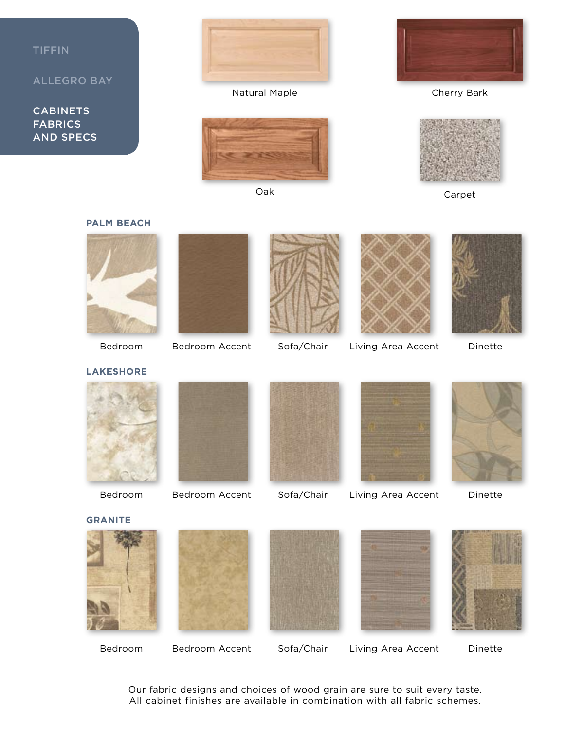TIFFIN

ALLEGRO BAY

CABINETS
FABRICS
AND SPECS

Natural Maple

Cherry Bark

Oak

Carpet

## PALM BEACH

Bedroom | Bedroom Accent | Sofa/Chair | Living Area Accent | Dinette

## LAKESHORE

Bedroom | Bedroom Accent | Sofa/Chair | Living Area Accent | Dinette

## GRANITE

Bedroom | Bedroom Accent | Sofa/Chair | Living Area Accent | Dinette

Our fabric designs and choices of wood grain are sure to suit every taste.
All cabinet finishes are available in combination with all fabric schemes.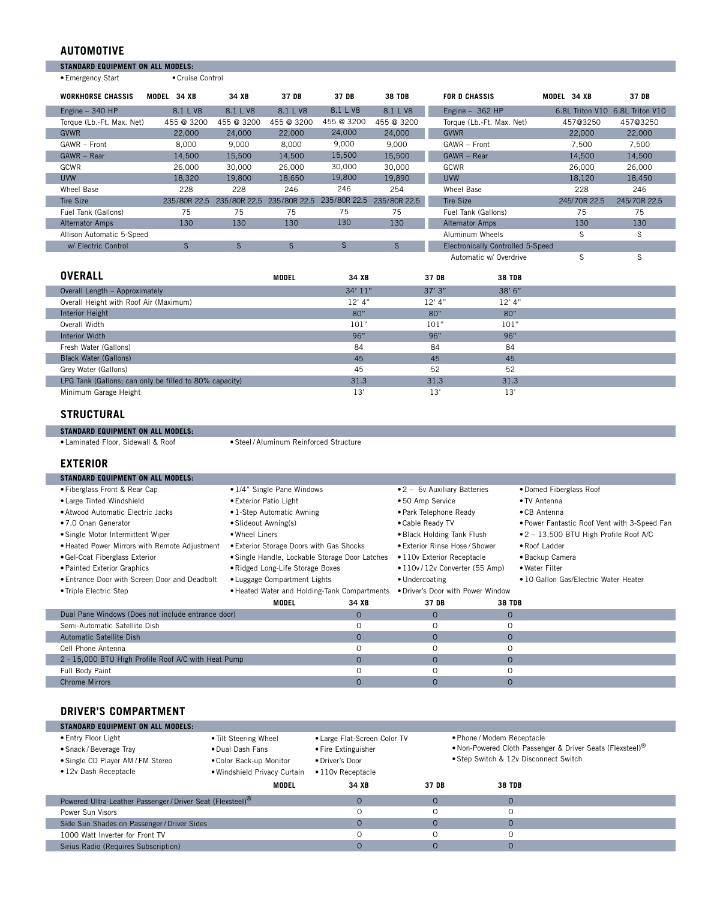## AUTOMOTIVE

**STANDARD EQUIPMENT ON ALL MODELS:**

- Emergency Start
- Cruise Control

| WORKHORSE CHASSIS | MODEL 34 XB | 34 XB | 37 DB | 37 DB | 38 TDB |
|---|---|---|---|---|---|
| Engine – 340 HP | 8.1 L V8 | 8.1 L V8 | 8.1 L V8 | 8.1 L V8 | 8.1 L V8 |
| Torque (Lb.-Ft. Max. Net) | 455 @ 3200 | 455 @ 3200 | 455 @ 3200 | 455 @ 3200 | 455 @ 3200 |
| GVWR | 22,000 | 24,000 | 22,000 | 24,000 | 24,000 |
| GAWR – Front | 8,000 | 9,000 | 8,000 | 9,000 | 9,000 |
| GAWR – Rear | 14,500 | 15,500 | 14,500 | 15,500 | 15,500 |
| GCWR | 26,000 | 30,000 | 26,000 | 30,000 | 30,000 |
| UVW | 18,320 | 19,800 | 18,650 | 19,800 | 19,890 |
| Wheel Base | 228 | 228 | 246 | 246 | 254 |
| Tire Size | 235/80R 22.5 | 235/80R 22.5 | 235/80R 22.5 | 235/80R 22.5 | 235/80R 22.5 |
| Fuel Tank (Gallons) | 75 | 75 | 75 | 75 | 75 |
| Alternator Amps | 130 | 130 | 130 | 130 | 130 |
| Allison Automatic 5-Speed | | | | | |
| w/ Electric Control | S | S | S | S | S |

| FOR D CHASSIS | MODEL 34 XB | 37 DB |
|---|---|---|
| Engine – 362 HP | 6.8L Triton V10 | 6.8L Triton V10 |
| Torque (Lb.-Ft. Max. Net) | 457@3250 | 457@3250 |
| GVWR | 22,000 | 22,000 |
| GAWR – Front | 7,500 | 7,500 |
| GAWR – Rear | 14,500 | 14,500 |
| GCWR | 26,000 | 26,000 |
| UVW | 18,120 | 18,450 |
| Wheel Base | 228 | 246 |
| Tire Size | 245/70R 22.5 | 245/70R 22.5 |
| Fuel Tank (Gallons) | 75 | 75 |
| Alternator Amps | 130 | 130 |
| Aluminum Wheels | S | S |
| Electronically Controlled 5-Speed | | |
| Automatic w/ Overdrive | S | S |

## OVERALL

| MODEL | 34 XB | 37 DB | 38 TDB |
|---|---|---|---|
| Overall Length – Approximately | 34' 11" | 37' 3" | 38' 6" |
| Overall Height with Roof Air (Maximum) | 12' 4" | 12' 4" | 12' 4" |
| Interior Height | 80" | 80" | 80" |
| Overall Width | 101" | 101" | 101" |
| Interior Width | 96" | 96" | 96" |
| Fresh Water (Gallons) | 84 | 84 | 84 |
| Black Water (Gallons) | 45 | 45 | 45 |
| Grey Water (Gallons) | 45 | 52 | 52 |
| LPG Tank (Gallons; can only be filled to 80% capacity) | 31.3 | 31.3 | 31.3 |
| Minimum Garage Height | 13' | 13' | 13' |

## STRUCTURAL

**STANDARD EQUIPMENT ON ALL MODELS:**

- Laminated Floor, Sidewall & Roof
- Steel / Aluminum Reinforced Structure

## EXTERIOR

**STANDARD EQUIPMENT ON ALL MODELS:**

- Fiberglass Front & Rear Cap
- Large Tinted Windshield
- Atwood Automatic Electric Jacks
- 7.0 Onan Generator
- Single Motor Intermittent Wiper
- Heated Power Mirrors with Remote Adjustment
- Gel-Coat Fiberglass Exterior
- Painted Exterior Graphics
- Entrance Door with Screen Door and Deadbolt
- Triple Electric Step
- 1/4" Single Pane Windows
- Exterior Patio Light
- 1-Step Automatic Awning
- Slideout Awning(s)
- Wheel Liners
- Exterior Storage Doors with Gas Shocks
- Single Handle, Lockable Storage Door Latches
- Ridged Long-Life Storage Boxes
- Luggage Compartment Lights
- Heated Water and Holding-Tank Compartments
- 2 – 6v Auxiliary Batteries
- 50 Amp Service
- Park Telephone Ready
- Cable Ready TV
- Black Holding Tank Flush
- Exterior Rinse Hose / Shower
- 110v Exterior Receptacle
- 110v / 12v Converter (55 Amp)
- Undercoating
- Driver's Door with Power Window
- Domed Fiberglass Roof
- TV Antenna
- CB Antenna
- Power Fantastic Roof Vent with 3-Speed Fan
- 2 – 13,500 BTU High Profile Roof A/C
- Roof Ladder
- Backup Camera
- Water Filter
- 10 Gallon Gas/Electric Water Heater

| MODEL | 34 XB | 37 DB | 38 TDB |
|---|---|---|---|
| Dual Pane Windows (Does not include entrance door) | O | O | O |
| Semi-Automatic Satellite Dish | O | O | O |
| Automatic Satellite Dish | O | O | O |
| Cell Phone Antenna | O | O | O |
| 2 - 15,000 BTU High Profile Roof A/C with Heat Pump | O | O | O |
| Full Body Paint | O | O | O |
| Chrome Mirrors | O | O | O |

## DRIVER'S COMPARTMENT

**STANDARD EQUIPMENT ON ALL MODELS:**

- Entry Floor Light
- Snack / Beverage Tray
- Single CD Player AM / FM Stereo
- 12v Dash Receptacle
- Tilt Steering Wheel
- Dual Dash Fans
- Color Back-up Monitor
- Windshield Privacy Curtain
- Large Flat-Screen Color TV
- Fire Extinguisher
- Driver's Door
- 110v Receptacle
- Phone / Modem Receptacle
- Non-Powered Cloth Passenger & Driver Seats (Flexsteel)®
- Step Switch & 12v Disconnect Switch

| MODEL | 34 XB | 37 DB | 38 TDB |
|---|---|---|---|
| Powered Ultra Leather Passenger / Driver Seat (Flexsteel)® | O | O | O |
| Power Sun Visors | O | O | O |
| Side Sun Shades on Passenger / Driver Sides | O | O | O |
| 1000 Watt Inverter for Front TV | O | O | O |
| Sirius Radio (Requires Subscription) | O | O | O |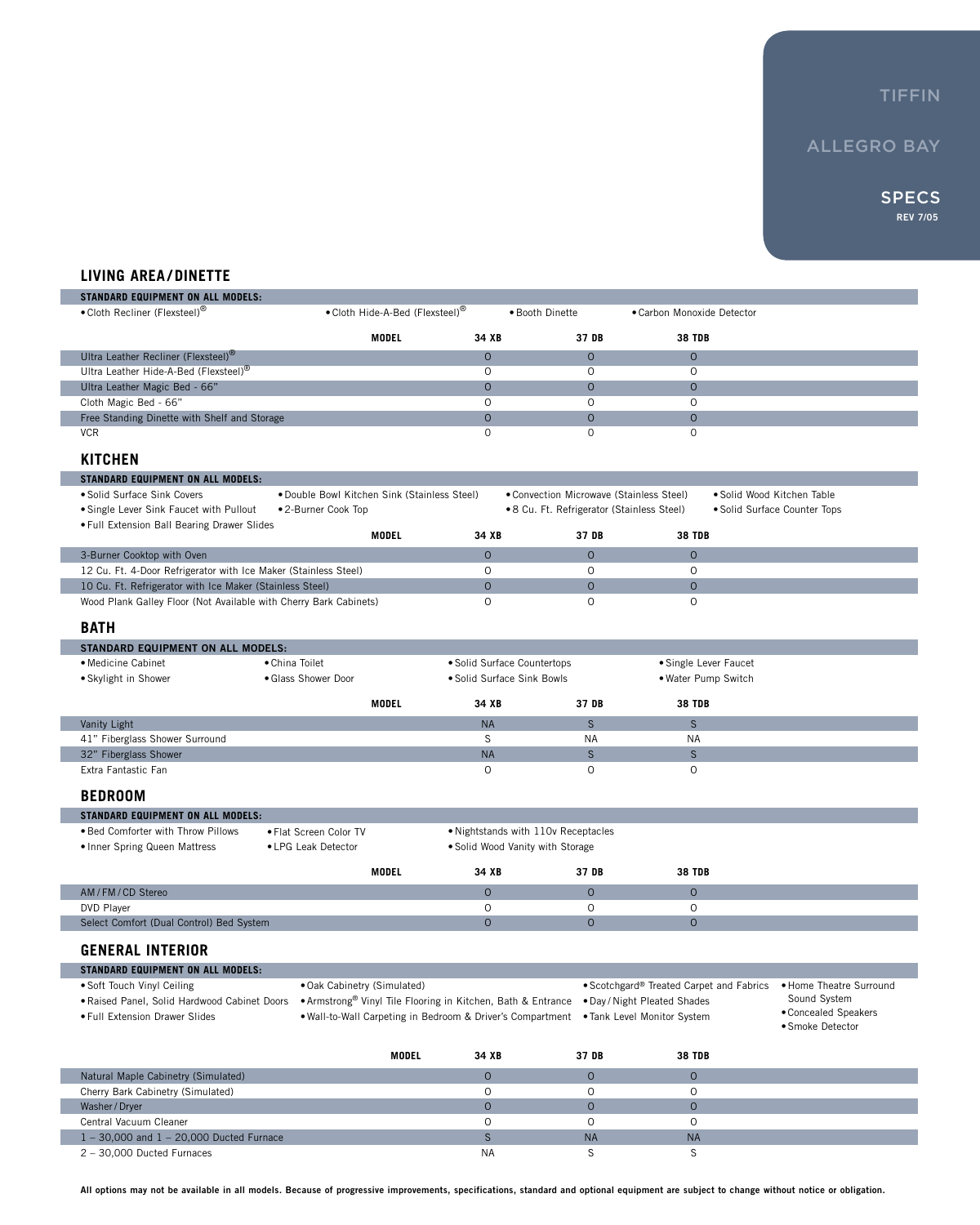TIFFIN

ALLEGRO BAY

SPECS

REV 7/05

## LIVING AREA/DINETTE

**STANDARD EQUIPMENT ON ALL MODELS:**

- Cloth Recliner (Flexsteel)®
- Cloth Hide-A-Bed (Flexsteel)®
- Booth Dinette
- Carbon Monoxide Detector

| MODEL | 34 XB | 37 DB | 38 TDB |
|---|---|---|---|
| Ultra Leather Recliner (Flexsteel)® | O | O | O |
| Ultra Leather Hide-A-Bed (Flexsteel)® | O | O | O |
| Ultra Leather Magic Bed - 66” | O | O | O |
| Cloth Magic Bed - 66” | O | O | O |
| Free Standing Dinette with Shelf and Storage | O | O | O |
| VCR | O | O | O |

## KITCHEN

**STANDARD EQUIPMENT ON ALL MODELS:**

- Solid Surface Sink Covers
- Single Lever Sink Faucet with Pullout
- Full Extension Ball Bearing Drawer Slides
- Double Bowl Kitchen Sink (Stainless Steel)
- 2-Burner Cook Top
- Convection Microwave (Stainless Steel)
- 8 Cu. Ft. Refrigerator (Stainless Steel)
- Solid Wood Kitchen Table
- Solid Surface Counter Tops

| MODEL | 34 XB | 37 DB | 38 TDB |
|---|---|---|---|
| 3-Burner Cooktop with Oven | O | O | O |
| 12 Cu. Ft. 4-Door Refrigerator with Ice Maker (Stainless Steel) | O | O | O |
| 10 Cu. Ft. Refrigerator with Ice Maker (Stainless Steel) | O | O | O |
| Wood Plank Galley Floor (Not Available with Cherry Bark Cabinets) | O | O | O |

## BATH

**STANDARD EQUIPMENT ON ALL MODELS:**

- Medicine Cabinet
- Skylight in Shower
- China Toilet
- Glass Shower Door
- Solid Surface Countertops
- Solid Surface Sink Bowls
- Single Lever Faucet
- Water Pump Switch

| MODEL | 34 XB | 37 DB | 38 TDB |
|---|---|---|---|
| Vanity Light | NA | S | S |
| 41” Fiberglass Shower Surround | S | NA | NA |
| 32” Fiberglass Shower | NA | S | S |
| Extra Fantastic Fan | O | O | O |

## BEDROOM

**STANDARD EQUIPMENT ON ALL MODELS:**

- Bed Comforter with Throw Pillows
- Inner Spring Queen Mattress
- Flat Screen Color TV
- LPG Leak Detector
- Nightstands with 110v Receptacles
- Solid Wood Vanity with Storage

| MODEL | 34 XB | 37 DB | 38 TDB |
|---|---|---|---|
| AM/FM/CD Stereo | O | O | O |
| DVD Player | O | O | O |
| Select Comfort (Dual Control) Bed System | O | O | O |

## GENERAL INTERIOR

**STANDARD EQUIPMENT ON ALL MODELS:**

- Soft Touch Vinyl Ceiling
- Raised Panel, Solid Hardwood Cabinet Doors
- Full Extension Drawer Slides
- Oak Cabinetry (Simulated)
- Armstrong® Vinyl Tile Flooring in Kitchen, Bath & Entrance
- Wall-to-Wall Carpeting in Bedroom & Driver’s Compartment
- Scotchgard® Treated Carpet and Fabrics
- Day/Night Pleated Shades
- Tank Level Monitor System
- Home Theatre Surround Sound System
- Concealed Speakers
- Smoke Detector

| MODEL | 34 XB | 37 DB | 38 TDB |
|---|---|---|---|
| Natural Maple Cabinetry (Simulated) | O | O | O |
| Cherry Bark Cabinetry (Simulated) | O | O | O |
| Washer/Dryer | O | O | O |
| Central Vacuum Cleaner | O | O | O |
| 1 – 30,000 and 1 – 20,000 Ducted Furnace | S | NA | NA |
| 2 – 30,000 Ducted Furnaces | NA | S | S |

**All options may not be available in all models. Because of progressive improvements, specifications, standard and optional equipment are subject to change without notice or obligation.**